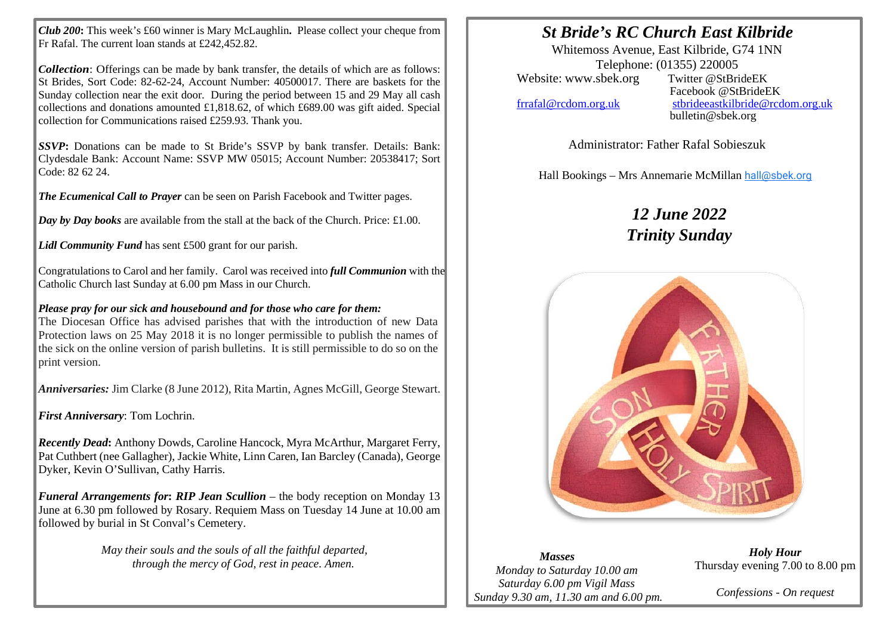***Club 200*****:** This week's £60 winner is Mary McLaughlin**.** Please collect your cheque from Fr Rafal. The current loan stands at £242,452.82.

***Collection***: Offerings can be made by bank transfer, the details of which are as follows: St Brides, Sort Code: 82-62-24, Account Number: 40500017. There are baskets for the Sunday collection near the exit door. During the period between 15 and 29 May all cash collections and donations amounted £1,818.62, of which £689.00 was gift aided. Special collection for Communications raised £259.93. Thank you.

***SSVP*****:** Donations can be made to St Bride's SSVP by bank transfer. Details: Bank: Clydesdale Bank: Account Name: SSVP MW 05015; Account Number: 20538417; Sort Code: 82 62 24.

***The Ecumenical Call to Prayer*** can be seen on Parish Facebook and Twitter pages.

***Day by Day books*** are available from the stall at the back of the Church. Price: £1.00.

***Lidl Community Fund*** has sent £500 grant for our parish.

Congratulations to Carol and her family. Carol was received into ***full Communion*** with the Catholic Church last Sunday at 6.00 pm Mass in our Church.

***Please pray for our sick and housebound and for those who care for them:***
The Diocesan Office has advised parishes that with the introduction of new Data Protection laws on 25 May 2018 it is no longer permissible to publish the names of the sick on the online version of parish bulletins. It is still permissible to do so on the print version.

***Anniversaries:*** Jim Clarke (8 June 2012), Rita Martin, Agnes McGill, George Stewart.

***First Anniversary***: Tom Lochrin.

***Recently Dead*****:** Anthony Dowds, Caroline Hancock, Myra McArthur, Margaret Ferry, Pat Cuthbert (nee Gallagher), Jackie White, Linn Caren, Ian Barcley (Canada), George Dyker, Kevin O'Sullivan, Cathy Harris.

***Funeral Arrangements for*****:** ***RIP Jean Scullion*** – the body reception on Monday 13 June at 6.30 pm followed by Rosary. Requiem Mass on Tuesday 14 June at 10.00 am followed by burial in St Conval's Cemetery.

*May their souls and the souls of all the faithful departed, through the mercy of God, rest in peace. Amen.*

# *St Bride's RC Church East Kilbride*

Whitemoss Avenue, East Kilbride, G74 1NN
Telephone: (01355) 220005
Website: www.sbek.org
Twitter @StBrideEK
Facebook @StBrideEK
frrafal@rcdom.org.uk
stbrideeastkilbride@rcdom.org.uk
bulletin@sbek.org

Administrator: Father Rafal Sobieszuk

Hall Bookings – Mrs Annemarie McMillan hall@sbek.org

## *12 June 2022*
## *Trinity Sunday*

***Masses***
*Monday to Saturday 10.00 am*
*Saturday 6.00 pm Vigil Mass*
*Sunday 9.30 am, 11.30 am and 6.00 pm.*

***Holy Hour***
Thursday evening 7.00 to 8.00 pm

*Confessions - On request*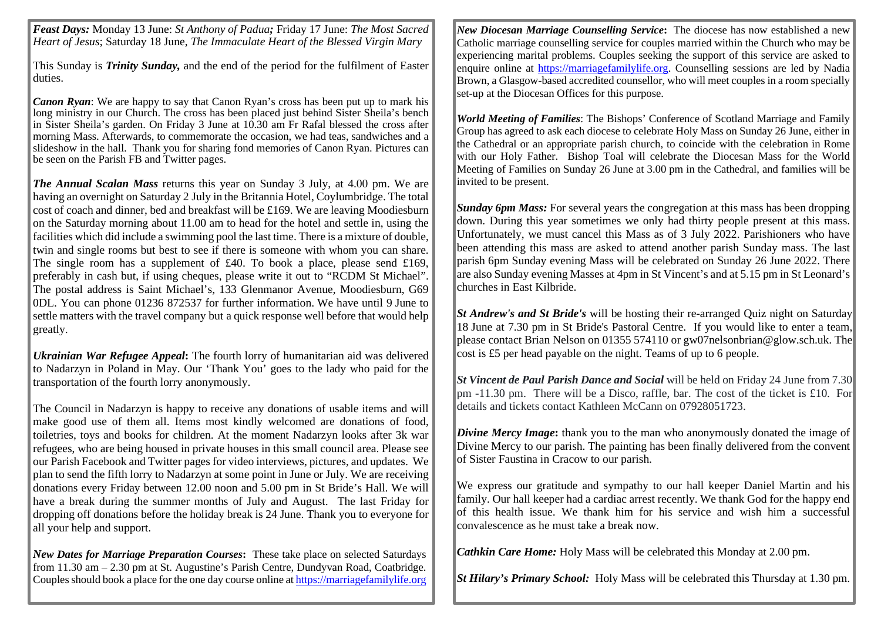***Feast Days:*** Monday 13 June: *St Anthony of Padua**;*** Friday 17 June: *The Most Sacred Heart of Jesus*; Saturday 18 June, *The Immaculate Heart of the Blessed Virgin Mary*

This Sunday is ***Trinity Sunday,*** and the end of the period for the fulfilment of Easter duties.

***Canon Ryan***: We are happy to say that Canon Ryan's cross has been put up to mark his long ministry in our Church. The cross has been placed just behind Sister Sheila's bench in Sister Sheila's garden. On Friday 3 June at 10.30 am Fr Rafal blessed the cross after morning Mass. Afterwards, to commemorate the occasion, we had teas, sandwiches and a slideshow in the hall. Thank you for sharing fond memories of Canon Ryan. Pictures can be seen on the Parish FB and Twitter pages.

***The Annual Scalan Mass*** returns this year on Sunday 3 July, at 4.00 pm. We are having an overnight on Saturday 2 July in the Britannia Hotel, Coylumbridge. The total cost of coach and dinner, bed and breakfast will be £169. We are leaving Moodiesburn on the Saturday morning about 11.00 am to head for the hotel and settle in, using the facilities which did include a swimming pool the last time. There is a mixture of double, twin and single rooms but best to see if there is someone with whom you can share. The single room has a supplement of £40. To book a place, please send £169, preferably in cash but, if using cheques, please write it out to "RCDM St Michael". The postal address is Saint Michael's, 133 Glenmanor Avenue, Moodiesburn, G69 0DL. You can phone 01236 872537 for further information. We have until 9 June to settle matters with the travel company but a quick response well before that would help greatly.

***Ukrainian War Refugee Appeal*****:** The fourth lorry of humanitarian aid was delivered to Nadarzyn in Poland in May. Our 'Thank You' goes to the lady who paid for the transportation of the fourth lorry anonymously.

The Council in Nadarzyn is happy to receive any donations of usable items and will make good use of them all. Items most kindly welcomed are donations of food, toiletries, toys and books for children. At the moment Nadarzyn looks after 3k war refugees, who are being housed in private houses in this small council area. Please see our Parish Facebook and Twitter pages for video interviews, pictures, and updates. We plan to send the fifth lorry to Nadarzyn at some point in June or July. We are receiving donations every Friday between 12.00 noon and 5.00 pm in St Bride's Hall. We will have a break during the summer months of July and August. The last Friday for dropping off donations before the holiday break is 24 June. Thank you to everyone for all your help and support.

***New Dates for Marriage Preparation Courses*****:** These take place on selected Saturdays from 11.30 am – 2.30 pm at St. Augustine's Parish Centre, Dundyvan Road, Coatbridge. Couples should book a place for the one day course online at https://marriagefamilylife.org

***New Diocesan Marriage Counselling Service*****:** The diocese has now established a new Catholic marriage counselling service for couples married within the Church who may be experiencing marital problems. Couples seeking the support of this service are asked to enquire online at https://marriagefamilylife.org. Counselling sessions are led by Nadia Brown, a Glasgow-based accredited counsellor, who will meet couples in a room specially set-up at the Diocesan Offices for this purpose.

***World Meeting of Families***: The Bishops' Conference of Scotland Marriage and Family Group has agreed to ask each diocese to celebrate Holy Mass on Sunday 26 June, either in the Cathedral or an appropriate parish church, to coincide with the celebration in Rome with our Holy Father. Bishop Toal will celebrate the Diocesan Mass for the World Meeting of Families on Sunday 26 June at 3.00 pm in the Cathedral, and families will be invited to be present.

***Sunday 6pm Mass:*** For several years the congregation at this mass has been dropping down. During this year sometimes we only had thirty people present at this mass. Unfortunately, we must cancel this Mass as of 3 July 2022. Parishioners who have been attending this mass are asked to attend another parish Sunday mass. The last parish 6pm Sunday evening Mass will be celebrated on Sunday 26 June 2022. There are also Sunday evening Masses at 4pm in St Vincent's and at 5.15 pm in St Leonard's churches in East Kilbride.

***St Andrew's and St Bride's*** will be hosting their re-arranged Quiz night on Saturday 18 June at 7.30 pm in St Bride's Pastoral Centre. If you would like to enter a team, please contact Brian Nelson on 01355 574110 or gw07nelsonbrian@glow.sch.uk. The cost is £5 per head payable on the night. Teams of up to 6 people.

***St Vincent de Paul Parish Dance and Social*** will be held on Friday 24 June from 7.30 pm -11.30 pm. There will be a Disco, raffle, bar. The cost of the ticket is £10. For details and tickets contact Kathleen McCann on 07928051723.

***Divine Mercy Image*****:** thank you to the man who anonymously donated the image of Divine Mercy to our parish. The painting has been finally delivered from the convent of Sister Faustina in Cracow to our parish.

We express our gratitude and sympathy to our hall keeper Daniel Martin and his family. Our hall keeper had a cardiac arrest recently. We thank God for the happy end of this health issue. We thank him for his service and wish him a successful convalescence as he must take a break now.

***Cathkin Care Home:*** Holy Mass will be celebrated this Monday at 2.00 pm.

***St Hilary's Primary School:*** Holy Mass will be celebrated this Thursday at 1.30 pm.